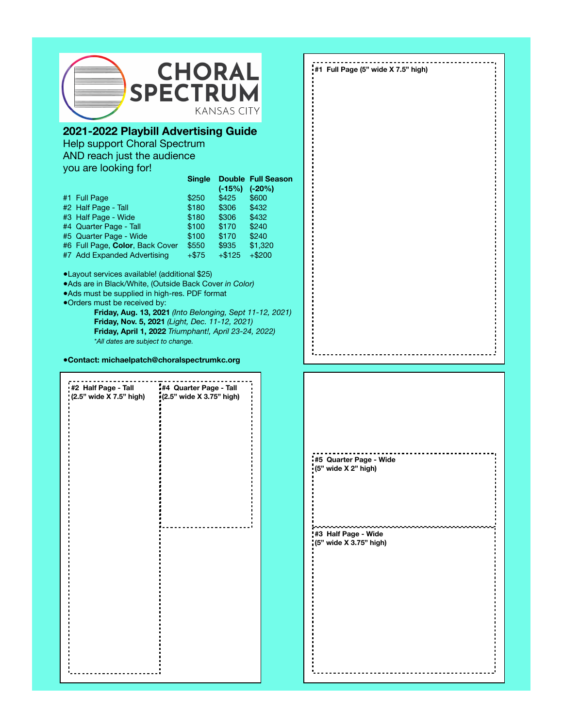CHORAL SPECTRUM
KANSAS CITY

## 2021-2022 Playbill Advertising Guide

Help support Choral Spectrum
AND reach just the audience
you are looking for!

| | Single | Double (-15%) | Full Season (-20%) |
|---|---|---|---|
| #1 Full Page | $250 | $425 | $600 |
| #2 Half Page - Tall | $180 | $306 | $432 |
| #3 Half Page - Wide | $180 | $306 | $432 |
| #4 Quarter Page - Tall | $100 | $170 | $240 |
| #5 Quarter Page - Wide | $100 | $170 | $240 |
| #6 Full Page, **Color**, Back Cover | $550 | $935 | $1,320 |
| #7 Add Expanded Advertising | +$75 | +$125 | +$200 |

- Layout services available! (additional $25)
- Ads are in Black/White, (Outside Back Cover *in Color)*
- Ads must be supplied in high-res. PDF format
- Orders must be received by:
  - **Friday, Aug. 13, 2021** *(Into Belonging, Sept 11-12, 2021)*
  - **Friday, Nov. 5, 2021** *(Light, Dec. 11-12, 2021)*
  - **Friday, April 1, 2022** *Triumphant!, April 23-24, 2022)*
  - *\*All dates are subject to change.*

- **Contact: michaelpatch@choralspectrumkc.org**

**#1 Full Page (5" wide X 7.5" high)**

**#2 Half Page - Tall (2.5" wide X 7.5" high)**

**#4 Quarter Page - Tall (2.5" wide X 3.75" high)**

**#5 Quarter Page - Wide (5" wide X 2" high)**

**#3 Half Page - Wide (5" wide X 3.75" high)**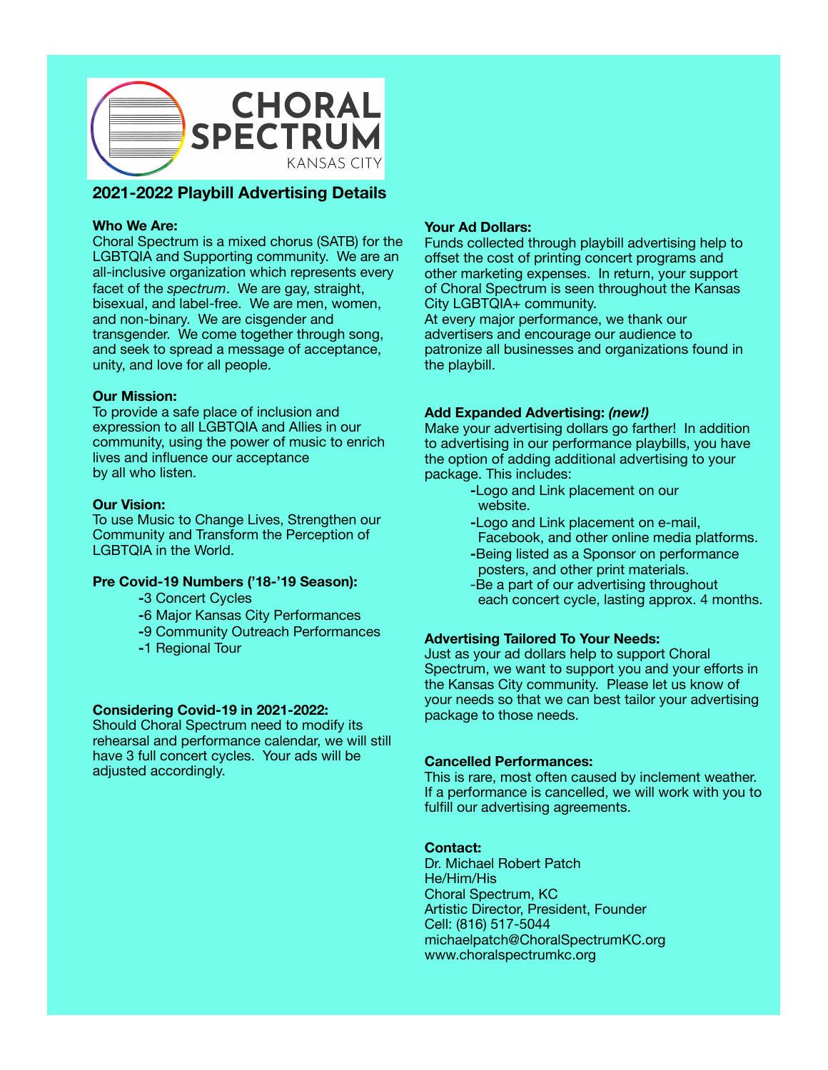# CHORAL SPECTRUM
KANSAS CITY

## 2021-2022 Playbill Advertising Details

**Who We Are:**
Choral Spectrum is a mixed chorus (SATB) for the LGBTQIA and Supporting community. We are an all-inclusive organization which represents every facet of the *spectrum*. We are gay, straight, bisexual, and label-free. We are men, women, and non-binary. We are cisgender and transgender. We come together through song, and seek to spread a message of acceptance, unity, and love for all people.

**Our Mission:**
To provide a safe place of inclusion and expression to all LGBTQIA and Allies in our community, using the power of music to enrich lives and influence our acceptance by all who listen.

**Our Vision:**
To use Music to Change Lives, Strengthen our Community and Transform the Perception of LGBTQIA in the World.

**Pre Covid-19 Numbers ('18-'19 Season):**

- 3 Concert Cycles
- 6 Major Kansas City Performances
- 9 Community Outreach Performances
- 1 Regional Tour

**Considering Covid-19 in 2021-2022:**
Should Choral Spectrum need to modify its rehearsal and performance calendar, we will still have 3 full concert cycles. Your ads will be adjusted accordingly.

**Your Ad Dollars:**
Funds collected through playbill advertising help to offset the cost of printing concert programs and other marketing expenses. In return, your support of Choral Spectrum is seen throughout the Kansas City LGBTQIA+ community.
At every major performance, we thank our advertisers and encourage our audience to patronize all businesses and organizations found in the playbill.

**Add Expanded Advertising:** ***(new!)***
Make your advertising dollars go farther! In addition to advertising in our performance playbills, you have the option of adding additional advertising to your package. This includes:

- Logo and Link placement on our website.
- Logo and Link placement on e-mail, Facebook, and other online media platforms.
- Being listed as a Sponsor on performance posters, and other print materials.
- Be a part of our advertising throughout each concert cycle, lasting approx. 4 months.

**Advertising Tailored To Your Needs:**
Just as your ad dollars help to support Choral Spectrum, we want to support you and your efforts in the Kansas City community. Please let us know of your needs so that we can best tailor your advertising package to those needs.

**Cancelled Performances:**
This is rare, most often caused by inclement weather. If a performance is cancelled, we will work with you to fulfill our advertising agreements.

**Contact:**
Dr. Michael Robert Patch
He/Him/His
Choral Spectrum, KC
Artistic Director, President, Founder
Cell: (816) 517-5044
michaelpatch@ChoralSpectrumKC.org
www.choralspectrumkc.org